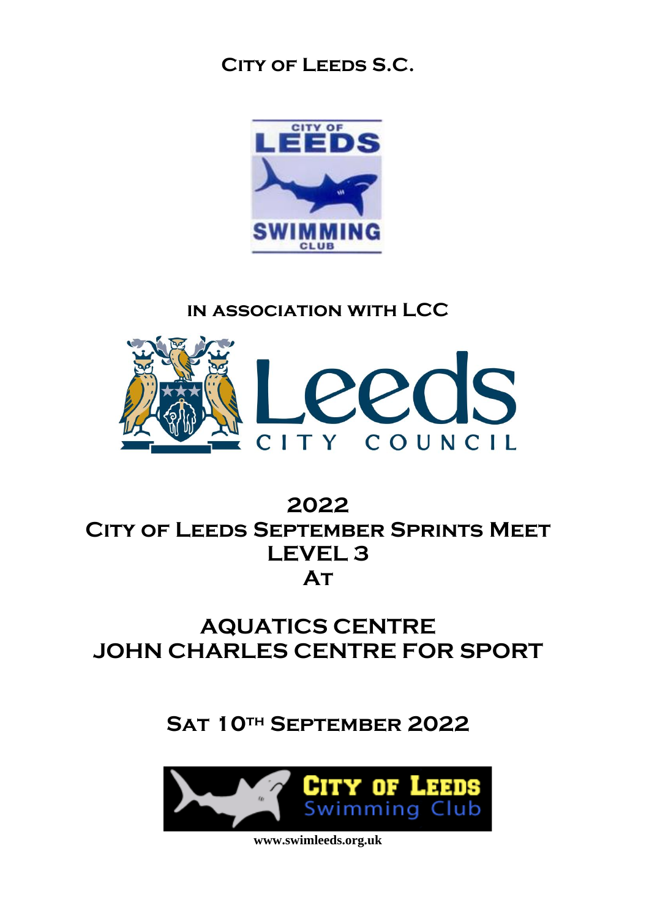# City of Leeds S.C.

## in association with LCC

# 2022
# City of Leeds September Sprints Meet
# LEVEL 3
# At

# AQUATICS CENTRE
# JOHN CHARLES CENTRE FOR SPORT

## Sat 10th September 2022

**www.swimleeds.org.uk**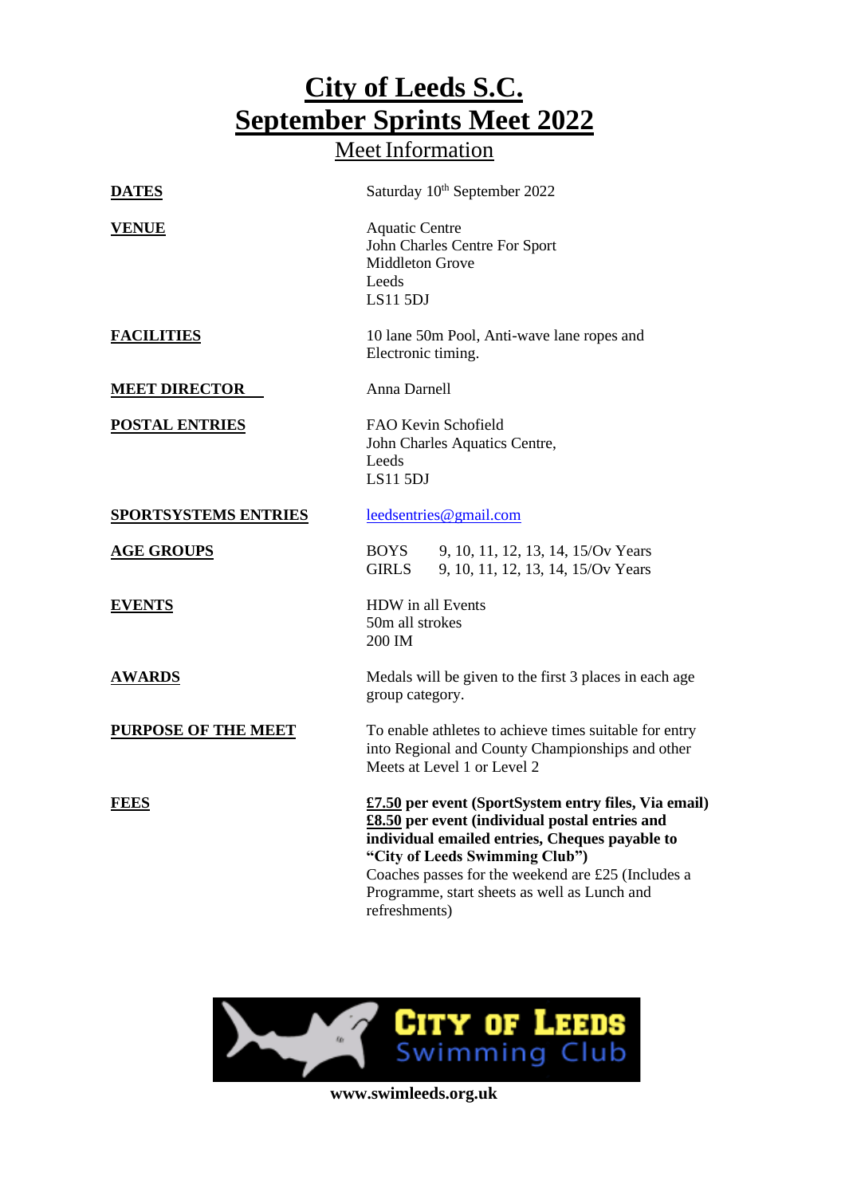# City of Leeds S.C.
# September Sprints Meet 2022

## Meet Information

| | |
|---|---|
| **DATES** | Saturday 10th September 2022 |
| **VENUE** | Aquatic Centre<br>John Charles Centre For Sport<br>Middleton Grove<br>Leeds<br>LS11 5DJ |
| **FACILITIES** | 10 lane 50m Pool, Anti-wave lane ropes and Electronic timing. |
| **MEET DIRECTOR** | Anna Darnell |
| **POSTAL ENTRIES** | FAO Kevin Schofield<br>John Charles Aquatics Centre,<br>Leeds<br>LS11 5DJ |
| **SPORTSYSTEMS ENTRIES** | leedsentries@gmail.com |
| **AGE GROUPS** | BOYS 9, 10, 11, 12, 13, 14, 15/Ov Years<br>GIRLS 9, 10, 11, 12, 13, 14, 15/Ov Years |
| **EVENTS** | HDW in all Events<br>50m all strokes<br>200 IM |
| **AWARDS** | Medals will be given to the first 3 places in each age group category. |
| **PURPOSE OF THE MEET** | To enable athletes to achieve times suitable for entry into Regional and County Championships and other Meets at Level 1 or Level 2 |
| **FEES** | **£7.50 per event (SportSystem entry files, Via email)**<br>**£8.50 per event (individual postal entries and individual emailed entries, Cheques payable to "City of Leeds Swimming Club")**<br>Coaches passes for the weekend are £25 (Includes a Programme, start sheets as well as Lunch and refreshments) |

**www.swimleeds.org.uk**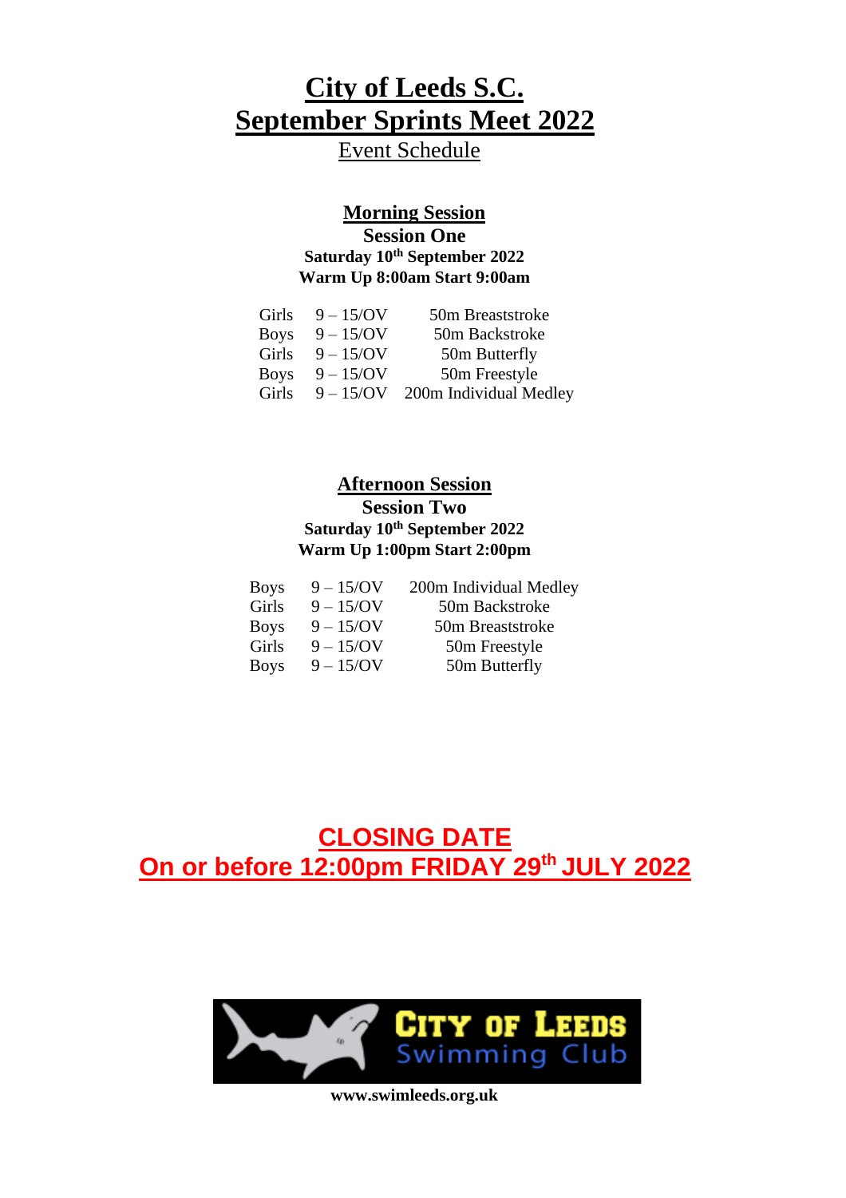# City of Leeds S.C.
# September Sprints Meet 2022

Event Schedule

## Morning Session

### Session One

**Saturday 10th September 2022**
**Warm Up 8:00am Start 9:00am**

| | | |
|---|---|---|
| Girls | 9 – 15/OV | 50m Breaststroke |
| Boys | 9 – 15/OV | 50m Backstroke |
| Girls | 9 – 15/OV | 50m Butterfly |
| Boys | 9 – 15/OV | 50m Freestyle |
| Girls | 9 – 15/OV | 200m Individual Medley |

## Afternoon Session

### Session Two

**Saturday 10th September 2022**
**Warm Up 1:00pm Start 2:00pm**

| | | |
|---|---|---|
| Boys | 9 – 15/OV | 200m Individual Medley |
| Girls | 9 – 15/OV | 50m Backstroke |
| Boys | 9 – 15/OV | 50m Breaststroke |
| Girls | 9 – 15/OV | 50m Freestyle |
| Boys | 9 – 15/OV | 50m Butterfly |

**CLOSING DATE**
**On or before 12:00pm FRIDAY 29th JULY 2022**

CITY OF LEEDS Swimming Club

**www.swimleeds.org.uk**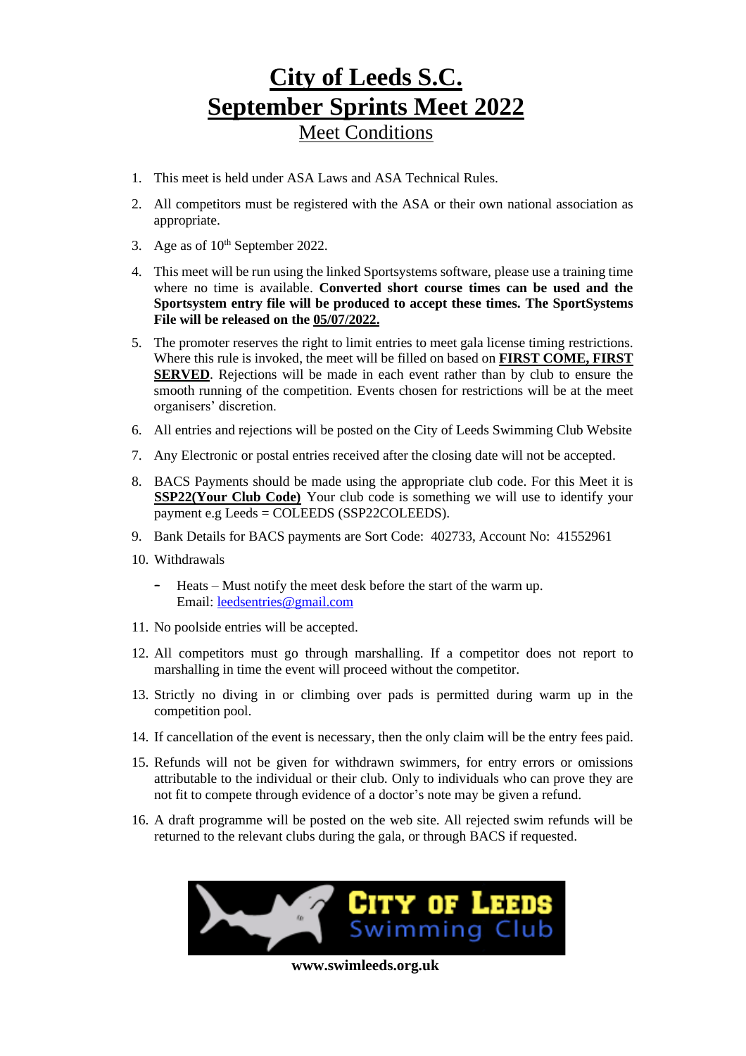# City of Leeds S.C.
# September Sprints Meet 2022
## Meet Conditions

1. This meet is held under ASA Laws and ASA Technical Rules.
2. All competitors must be registered with the ASA or their own national association as appropriate.
3. Age as of 10th September 2022.
4. This meet will be run using the linked Sportsystems software, please use a training time where no time is available. **Converted short course times can be used and the Sportsystem entry file will be produced to accept these times. The SportSystems File will be released on the 05/07/2022.**
5. The promoter reserves the right to limit entries to meet gala license timing restrictions. Where this rule is invoked, the meet will be filled on based on **FIRST COME, FIRST SERVED**. Rejections will be made in each event rather than by club to ensure the smooth running of the competition. Events chosen for restrictions will be at the meet organisers' discretion.
6. All entries and rejections will be posted on the City of Leeds Swimming Club Website
7. Any Electronic or postal entries received after the closing date will not be accepted.
8. BACS Payments should be made using the appropriate club code. For this Meet it is **SSP22(Your Club Code)** Your club code is something we will use to identify your payment e.g Leeds = COLEEDS (SSP22COLEEDS).
9. Bank Details for BACS payments are Sort Code: 402733, Account No: 41552961
10. Withdrawals
    - Heats – Must notify the meet desk before the start of the warm up. Email: leedsentries@gmail.com
11. No poolside entries will be accepted.
12. All competitors must go through marshalling. If a competitor does not report to marshalling in time the event will proceed without the competitor.
13. Strictly no diving in or climbing over pads is permitted during warm up in the competition pool.
14. If cancellation of the event is necessary, then the only claim will be the entry fees paid.
15. Refunds will not be given for withdrawn swimmers, for entry errors or omissions attributable to the individual or their club. Only to individuals who can prove they are not fit to compete through evidence of a doctor's note may be given a refund.
16. A draft programme will be posted on the web site. All rejected swim refunds will be returned to the relevant clubs during the gala, or through BACS if requested.

City of Leeds Swimming Club

**www.swimleeds.org.uk**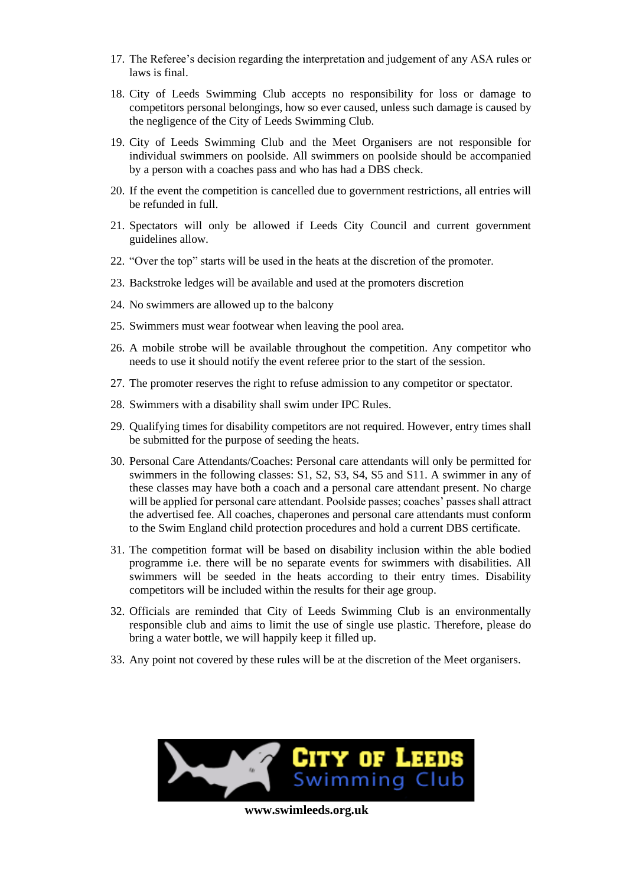17. The Referee's decision regarding the interpretation and judgement of any ASA rules or laws is final.

18. City of Leeds Swimming Club accepts no responsibility for loss or damage to competitors personal belongings, how so ever caused, unless such damage is caused by the negligence of the City of Leeds Swimming Club.

19. City of Leeds Swimming Club and the Meet Organisers are not responsible for individual swimmers on poolside. All swimmers on poolside should be accompanied by a person with a coaches pass and who has had a DBS check.

20. If the event the competition is cancelled due to government restrictions, all entries will be refunded in full.

21. Spectators will only be allowed if Leeds City Council and current government guidelines allow.

22. "Over the top" starts will be used in the heats at the discretion of the promoter.

23. Backstroke ledges will be available and used at the promoters discretion

24. No swimmers are allowed up to the balcony

25. Swimmers must wear footwear when leaving the pool area.

26. A mobile strobe will be available throughout the competition. Any competitor who needs to use it should notify the event referee prior to the start of the session.

27. The promoter reserves the right to refuse admission to any competitor or spectator.

28. Swimmers with a disability shall swim under IPC Rules.

29. Qualifying times for disability competitors are not required. However, entry times shall be submitted for the purpose of seeding the heats.

30. Personal Care Attendants/Coaches: Personal care attendants will only be permitted for swimmers in the following classes: S1, S2, S3, S4, S5 and S11. A swimmer in any of these classes may have both a coach and a personal care attendant present. No charge will be applied for personal care attendant. Poolside passes; coaches' passes shall attract the advertised fee. All coaches, chaperones and personal care attendants must conform to the Swim England child protection procedures and hold a current DBS certificate.

31. The competition format will be based on disability inclusion within the able bodied programme i.e. there will be no separate events for swimmers with disabilities. All swimmers will be seeded in the heats according to their entry times. Disability competitors will be included within the results for their age group.

32. Officials are reminded that City of Leeds Swimming Club is an environmentally responsible club and aims to limit the use of single use plastic. Therefore, please do bring a water bottle, we will happily keep it filled up.

33. Any point not covered by these rules will be at the discretion of the Meet organisers.

City of Leeds Swimming Club

**www.swimleeds.org.uk**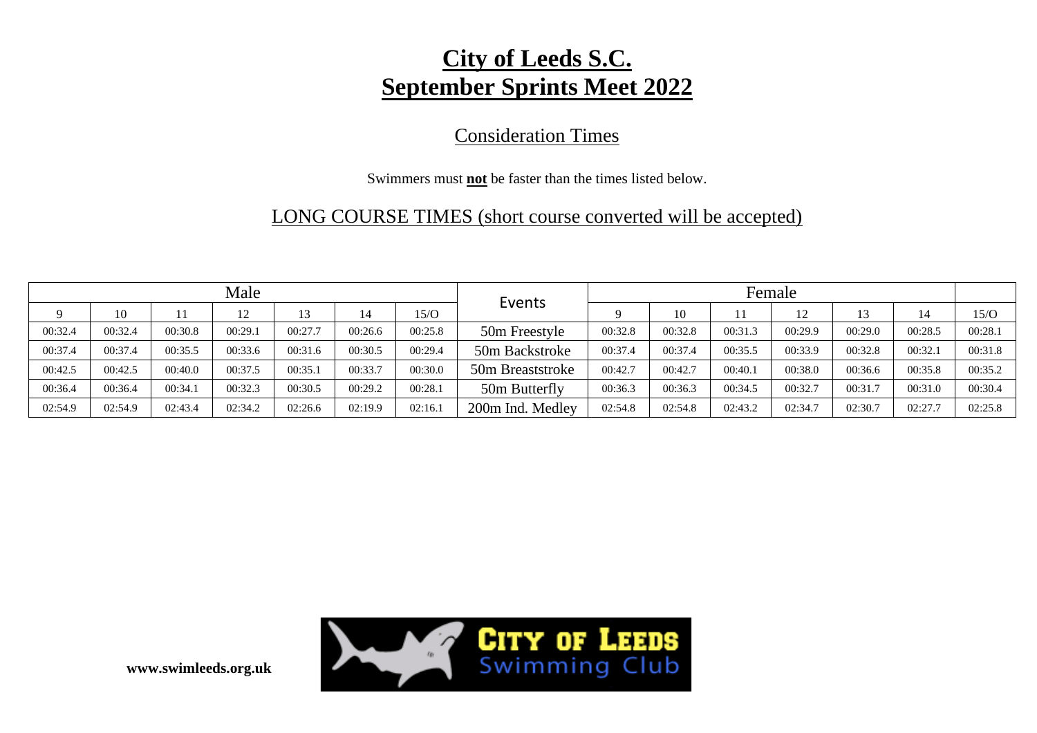# City of Leeds S.C.
# September Sprints Meet 2022

## Consideration Times

Swimmers must **not** be faster than the times listed below.

## LONG COURSE TIMES (short course converted will be accepted)

| Male | | | | | | | Events | Female | | | | | | |
|---|---|---|---|---|---|---|---|---|---|---|---|---|---|---|
| 9 | 10 | 11 | 12 | 13 | 14 | 15/O | | 9 | 10 | 11 | 12 | 13 | 14 | 15/O |
| 00:32.4 | 00:32.4 | 00:30.8 | 00:29.1 | 00:27.7 | 00:26.6 | 00:25.8 | 50m Freestyle | 00:32.8 | 00:32.8 | 00:31.3 | 00:29.9 | 00:29.0 | 00:28.5 | 00:28.1 |
| 00:37.4 | 00:37.4 | 00:35.5 | 00:33.6 | 00:31.6 | 00:30.5 | 00:29.4 | 50m Backstroke | 00:37.4 | 00:37.4 | 00:35.5 | 00:33.9 | 00:32.8 | 00:32.1 | 00:31.8 |
| 00:42.5 | 00:42.5 | 00:40.0 | 00:37.5 | 00:35.1 | 00:33.7 | 00:30.0 | 50m Breaststroke | 00:42.7 | 00:42.7 | 00:40.1 | 00:38.0 | 00:36.6 | 00:35.8 | 00:35.2 |
| 00:36.4 | 00:36.4 | 00:34.1 | 00:32.3 | 00:30.5 | 00:29.2 | 00:28.1 | 50m Butterfly | 00:36.3 | 00:36.3 | 00:34.5 | 00:32.7 | 00:31.7 | 00:31.0 | 00:30.4 |
| 02:54.9 | 02:54.9 | 02:43.4 | 02:34.2 | 02:26.6 | 02:19.9 | 02:16.1 | 200m Ind. Medley | 02:54.8 | 02:54.8 | 02:43.2 | 02:34.7 | 02:30.7 | 02:27.7 | 02:25.8 |

**www.swimleeds.org.uk**

CITY OF LEEDS Swimming Club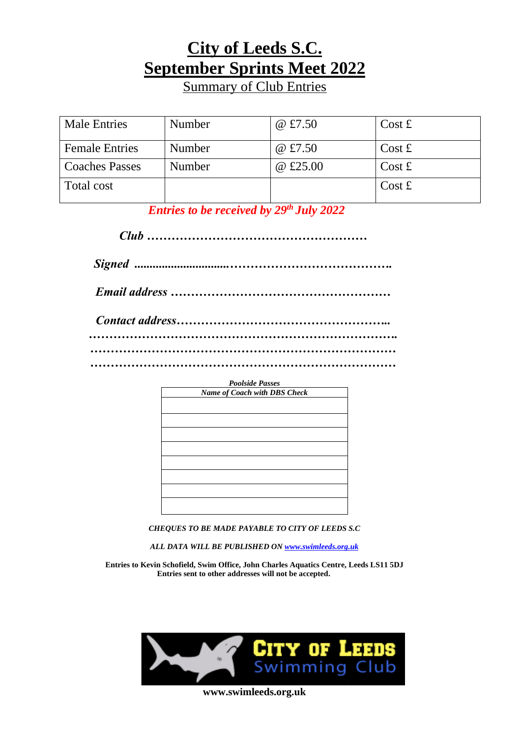# City of Leeds S.C.
# September Sprints Meet 2022

Summary of Club Entries

| Male Entries | Number | @ £7.50 | Cost £ |
|---|---|---|---|
| Female Entries | Number | @ £7.50 | Cost £ |
| Coaches Passes | Number | @ £25.00 | Cost £ |
| Total cost | | | Cost £ |

***Entries to be received by 29th July 2022***

***Club ………………………………………………***

***Signed ..............................…………………………………..***

***Email address ………………………………………………***

***Contact address……………………………………………...***
***…………………………………………………………………..***
***…………………………………………………………………***
***…………………………………………………………………***

***Poolside Passes***

| *Name of Coach with DBS Check* |
|---|
| |
| |
| |
| |
| |
| |
| |
| |

***CHEQUES TO BE MADE PAYABLE TO CITY OF LEEDS S.C***

***ALL DATA WILL BE PUBLISHED ON [www.swimleeds.org.uk](http://www.swimleeds.org.uk)***

**Entries to Kevin Schofield, Swim Office, John Charles Aquatics Centre, Leeds LS11 5DJ**
**Entries sent to other addresses will not be accepted.**

CITY OF LEEDS Swimming Club

**www.swimleeds.org.uk**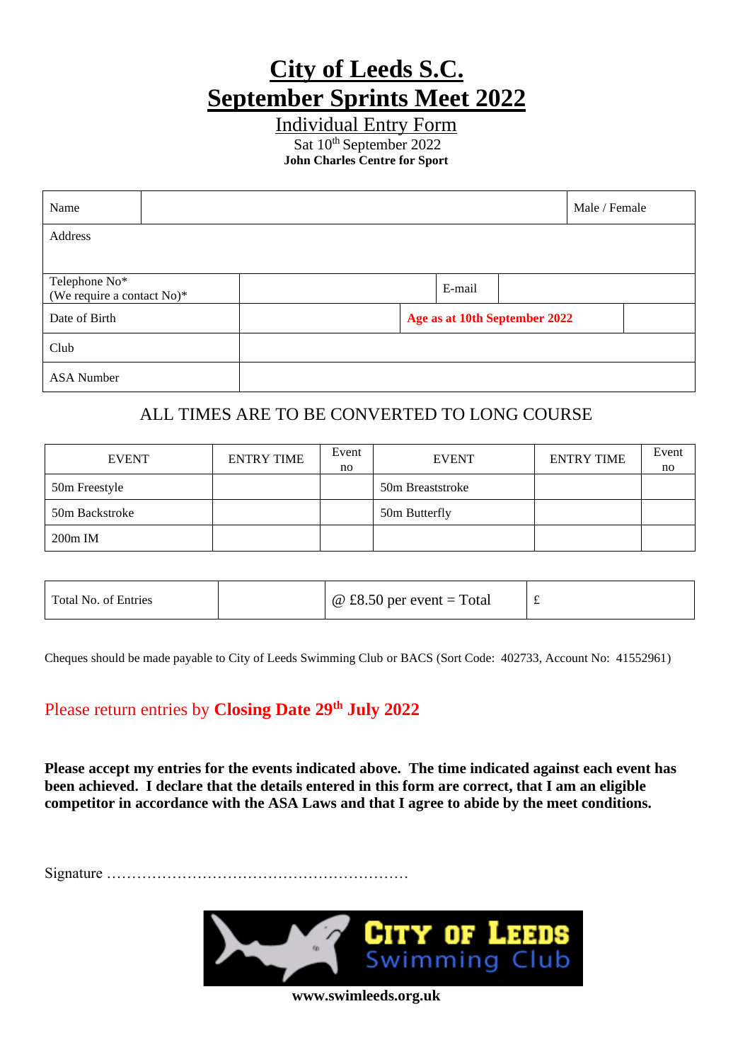# City of Leeds S.C.
# September Sprints Meet 2022

## Individual Entry Form

Sat 10th September 2022

**John Charles Centre for Sport**

| | | | |
|---|---|---|---|
| Name | | | Male / Female |
| Address | | | |
| Telephone No* (We require a contact No)* | | E-mail | |
| Date of Birth | | **Age as at 10th September 2022** | |
| Club | | | |
| ASA Number | | | |

ALL TIMES ARE TO BE CONVERTED TO LONG COURSE

| EVENT | ENTRY TIME | Event no | EVENT | ENTRY TIME | Event no |
|---|---|---|---|---|---|
| 50m Freestyle | | | 50m Breaststroke | | |
| 50m Backstroke | | | 50m Butterfly | | |
| 200m IM | | | | | |

| | | | |
|---|---|---|---|
| Total No. of Entries | | @ £8.50 per event = Total | £ |

Cheques should be made payable to City of Leeds Swimming Club or BACS (Sort Code: 402733, Account No: 41552961)

Please return entries by **Closing Date 29th July 2022**

**Please accept my entries for the events indicated above. The time indicated against each event has been achieved. I declare that the details entered in this form are correct, that I am an eligible competitor in accordance with the ASA Laws and that I agree to abide by the meet conditions.**

Signature ……………………………………………………

CITY OF LEEDS Swimming Club

**www.swimleeds.org.uk**